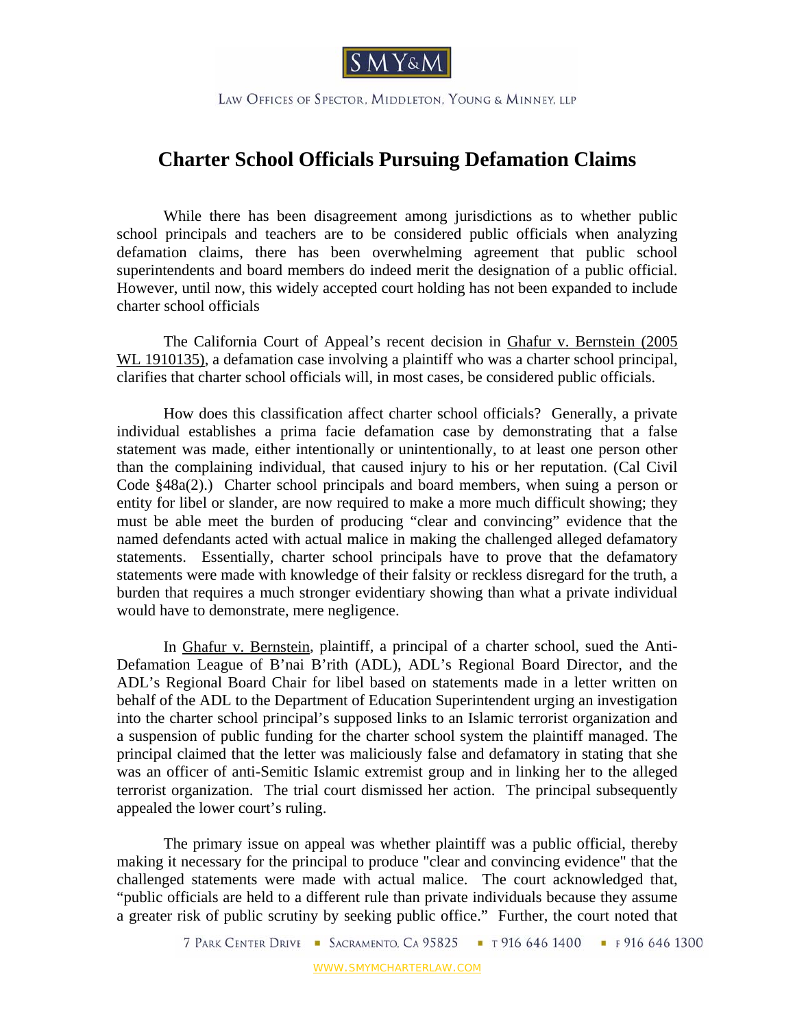SMY&M

LAW OFFICES OF SPECTOR, MIDDLETON, YOUNG & MINNEY, LLP

# Charter School Officials Pursuing Defamation Claims

While there has been disagreement among jurisdictions as to whether public school principals and teachers are to be considered public officials when analyzing defamation claims, there has been overwhelming agreement that public school superintendents and board members do indeed merit the designation of a public official. However, until now, this widely accepted court holding has not been expanded to include charter school officials

The California Court of Appeal's recent decision in Ghafur v. Bernstein (2005 WL 1910135), a defamation case involving a plaintiff who was a charter school principal, clarifies that charter school officials will, in most cases, be considered public officials.

How does this classification affect charter school officials? Generally, a private individual establishes a prima facie defamation case by demonstrating that a false statement was made, either intentionally or unintentionally, to at least one person other than the complaining individual, that caused injury to his or her reputation. (Cal Civil Code §48a(2).) Charter school principals and board members, when suing a person or entity for libel or slander, are now required to make a more much difficult showing; they must be able meet the burden of producing "clear and convincing" evidence that the named defendants acted with actual malice in making the challenged alleged defamatory statements. Essentially, charter school principals have to prove that the defamatory statements were made with knowledge of their falsity or reckless disregard for the truth, a burden that requires a much stronger evidentiary showing than what a private individual would have to demonstrate, mere negligence.

In Ghafur v. Bernstein, plaintiff, a principal of a charter school, sued the Anti-Defamation League of B'nai B'rith (ADL), ADL's Regional Board Director, and the ADL's Regional Board Chair for libel based on statements made in a letter written on behalf of the ADL to the Department of Education Superintendent urging an investigation into the charter school principal's supposed links to an Islamic terrorist organization and a suspension of public funding for the charter school system the plaintiff managed. The principal claimed that the letter was maliciously false and defamatory in stating that she was an officer of anti-Semitic Islamic extremist group and in linking her to the alleged terrorist organization. The trial court dismissed her action. The principal subsequently appealed the lower court's ruling.

The primary issue on appeal was whether plaintiff was a public official, thereby making it necessary for the principal to produce "clear and convincing evidence" that the challenged statements were made with actual malice. The court acknowledged that, "public officials are held to a different rule than private individuals because they assume a greater risk of public scrutiny by seeking public office." Further, the court noted that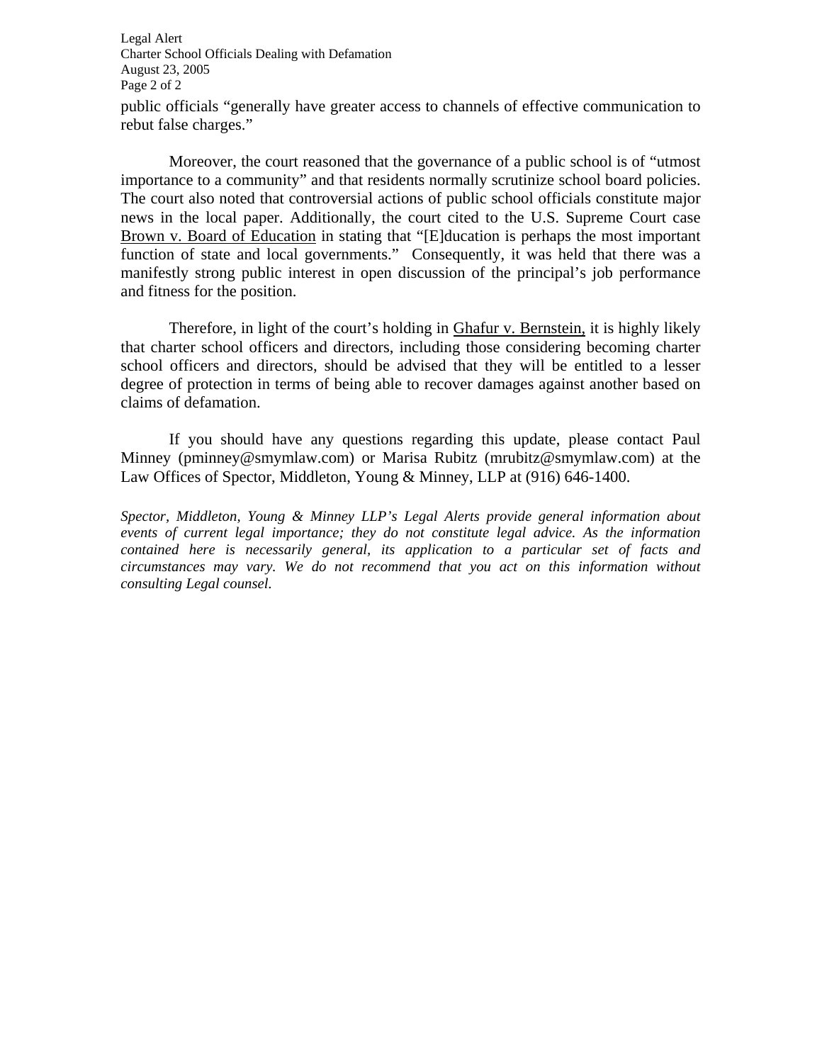public officials "generally have greater access to channels of effective communication to rebut false charges."

Moreover, the court reasoned that the governance of a public school is of "utmost importance to a community" and that residents normally scrutinize school board policies. The court also noted that controversial actions of public school officials constitute major news in the local paper. Additionally, the court cited to the U.S. Supreme Court case Brown v. Board of Education in stating that "[E]ducation is perhaps the most important function of state and local governments." Consequently, it was held that there was a manifestly strong public interest in open discussion of the principal's job performance and fitness for the position.

Therefore, in light of the court's holding in Ghafur v. Bernstein, it is highly likely that charter school officers and directors, including those considering becoming charter school officers and directors, should be advised that they will be entitled to a lesser degree of protection in terms of being able to recover damages against another based on claims of defamation.

If you should have any questions regarding this update, please contact Paul Minney (pminney@smymlaw.com) or Marisa Rubitz (mrubitz@smymlaw.com) at the Law Offices of Spector, Middleton, Young & Minney, LLP at (916) 646-1400.

*Spector, Middleton, Young & Minney LLP's Legal Alerts provide general information about events of current legal importance; they do not constitute legal advice. As the information contained here is necessarily general, its application to a particular set of facts and circumstances may vary. We do not recommend that you act on this information without consulting Legal counsel.*